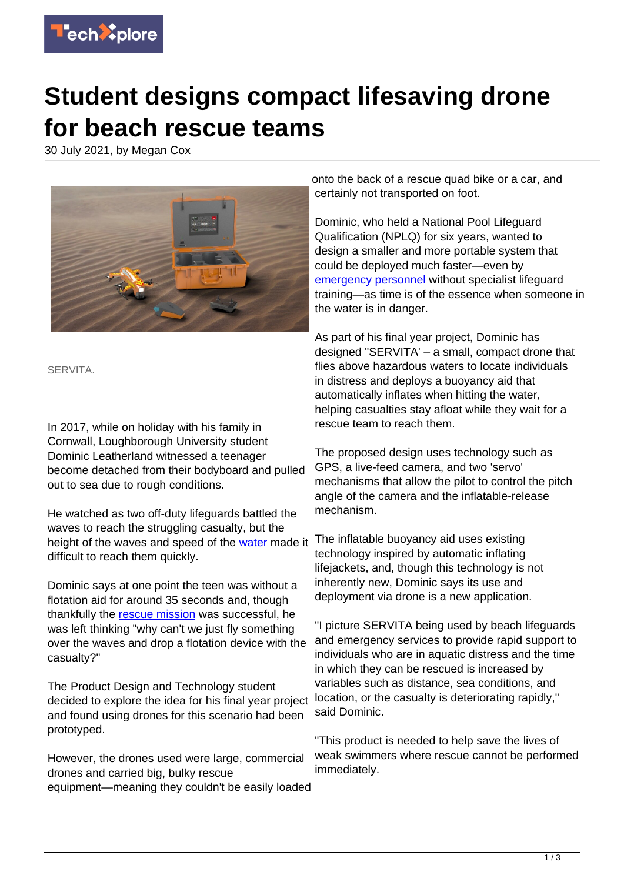# Student designs compact lifesaving drone for beach rescue teams

30 July 2021, by Megan Cox

SERVITA.

In 2017, while on holiday with his family in Cornwall, Loughborough University student Dominic Leatherland witnessed a teenager become detached from their bodyboard and pulled out to sea due to rough conditions.

He watched as two off-duty lifeguards battled the waves to reach the struggling casualty, but the height of the waves and speed of the water made it difficult to reach them quickly.

Dominic says at one point the teen was without a flotation aid for around 35 seconds and, though thankfully the rescue mission was successful, he was left thinking "why can't we just fly something over the waves and drop a flotation device with the casualty?"

The Product Design and Technology student decided to explore the idea for his final year project and found using drones for this scenario had been prototyped.

However, the drones used were large, commercial drones and carried big, bulky rescue equipment—meaning they couldn't be easily loaded onto the back of a rescue quad bike or a car, and certainly not transported on foot.

Dominic, who held a National Pool Lifeguard Qualification (NPLQ) for six years, wanted to design a smaller and more portable system that could be deployed much faster—even by emergency personnel without specialist lifeguard training—as time is of the essence when someone in the water is in danger.

As part of his final year project, Dominic has designed "SERVITA' – a small, compact drone that flies above hazardous waters to locate individuals in distress and deploys a buoyancy aid that automatically inflates when hitting the water, helping casualties stay afloat while they wait for a rescue team to reach them.

The proposed design uses technology such as GPS, a live-feed camera, and two 'servo' mechanisms that allow the pilot to control the pitch angle of the camera and the inflatable-release mechanism.

The inflatable buoyancy aid uses existing technology inspired by automatic inflating lifejackets, and, though this technology is not inherently new, Dominic says its use and deployment via drone is a new application.

"I picture SERVITA being used by beach lifeguards and emergency services to provide rapid support to individuals who are in aquatic distress and the time in which they can be rescued is increased by variables such as distance, sea conditions, and location, or the casualty is deteriorating rapidly," said Dominic.

"This product is needed to help save the lives of weak swimmers where rescue cannot be performed immediately.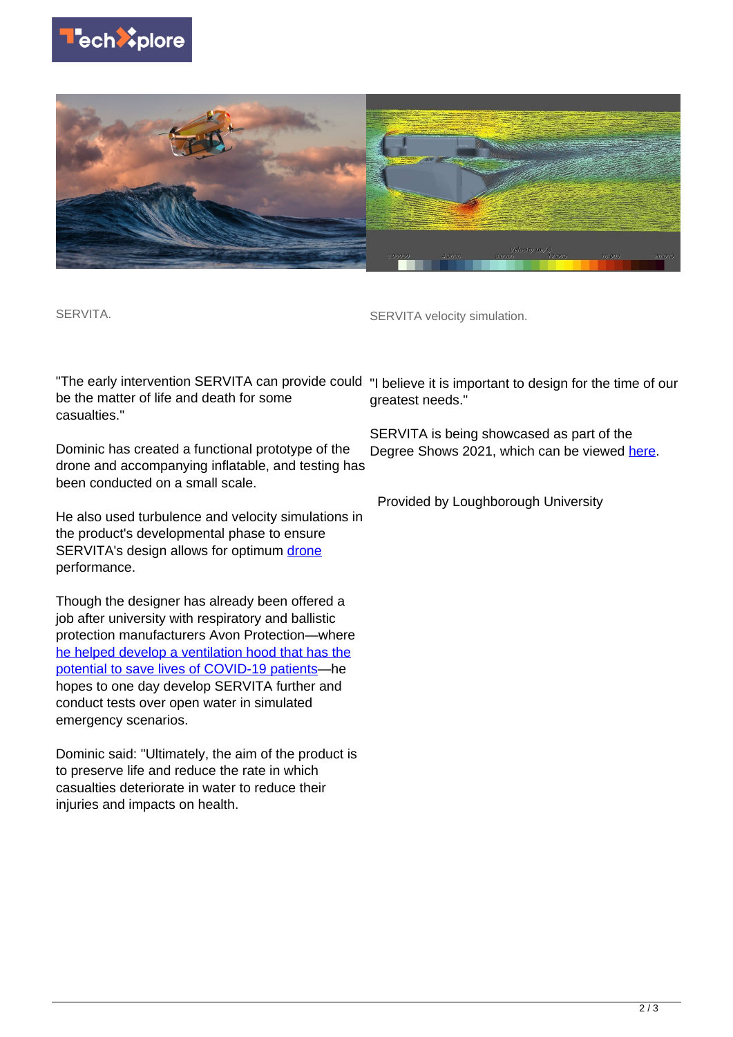SERVITA.

SERVITA velocity simulation.

"The early intervention SERVITA can provide could be the matter of life and death for some casualties."

Dominic has created a functional prototype of the drone and accompanying inflatable, and testing has been conducted on a small scale.

He also used turbulence and velocity simulations in the product's developmental phase to ensure SERVITA's design allows for optimum drone performance.

Though the designer has already been offered a job after university with respiratory and ballistic protection manufacturers Avon Protection—where he helped develop a ventilation hood that has the potential to save lives of COVID-19 patients—he hopes to one day develop SERVITA further and conduct tests over open water in simulated emergency scenarios.

Dominic said: "Ultimately, the aim of the product is to preserve life and reduce the rate in which casualties deteriorate in water to reduce their injuries and impacts on health.

"I believe it is important to design for the time of our greatest needs."

SERVITA is being showcased as part of the Degree Shows 2021, which can be viewed here.

Provided by Loughborough University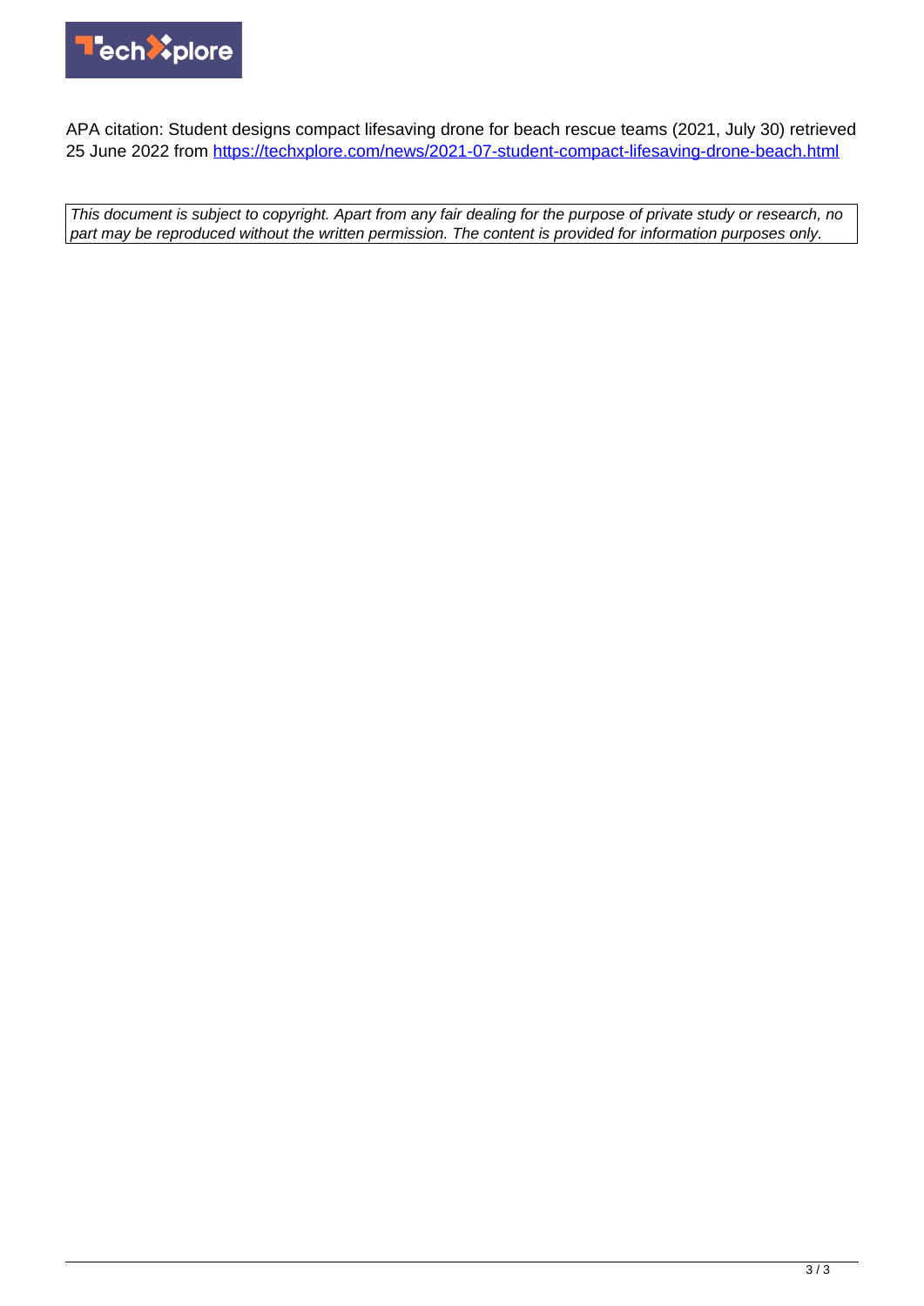APA citation: Student designs compact lifesaving drone for beach rescue teams (2021, July 30) retrieved 25 June 2022 from https://techxplore.com/news/2021-07-student-compact-lifesaving-drone-beach.html

*This document is subject to copyright. Apart from any fair dealing for the purpose of private study or research, no part may be reproduced without the written permission. The content is provided for information purposes only.*